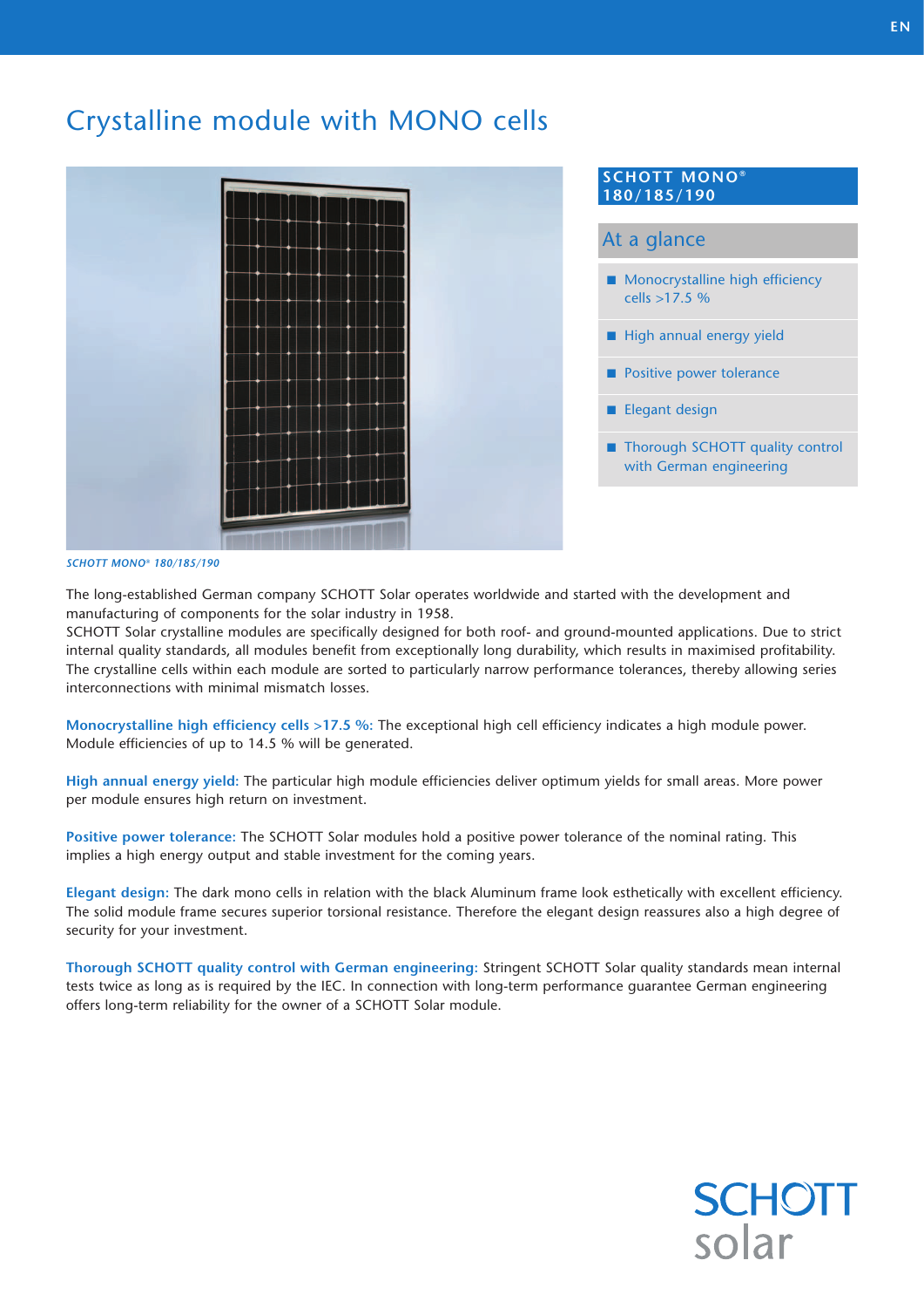# Crystalline module with MONO cells

## SCHOTT MONO® 180/185/190

### At a glance

- Monocrystalline high efficiency cells >17.5 %
- High annual energy yield
- Positive power tolerance
- Elegant design
- Thorough SCHOTT quality control with German engineering

*SCHOTT MONO® 180/185/190*

The long-established German company SCHOTT Solar operates worldwide and started with the development and manufacturing of components for the solar industry in 1958.
SCHOTT Solar crystalline modules are specifically designed for both roof- and ground-mounted applications. Due to strict internal quality standards, all modules benefit from exceptionally long durability, which results in maximised profitability. The crystalline cells within each module are sorted to particularly narrow performance tolerances, thereby allowing series interconnections with minimal mismatch losses.

**Monocrystalline high efficiency cells >17.5 %:** The exceptional high cell efficiency indicates a high module power. Module efficiencies of up to 14.5 % will be generated.

**High annual energy yield:** The particular high module efficiencies deliver optimum yields for small areas. More power per module ensures high return on investment.

**Positive power tolerance:** The SCHOTT Solar modules hold a positive power tolerance of the nominal rating. This implies a high energy output and stable investment for the coming years.

**Elegant design:** The dark mono cells in relation with the black Aluminum frame look esthetically with excellent efficiency. The solid module frame secures superior torsional resistance. Therefore the elegant design reassures also a high degree of security for your investment.

**Thorough SCHOTT quality control with German engineering:** Stringent SCHOTT Solar quality standards mean internal tests twice as long as is required by the IEC. In connection with long-term performance guarantee German engineering offers long-term reliability for the owner of a SCHOTT Solar module.

SCHOTT solar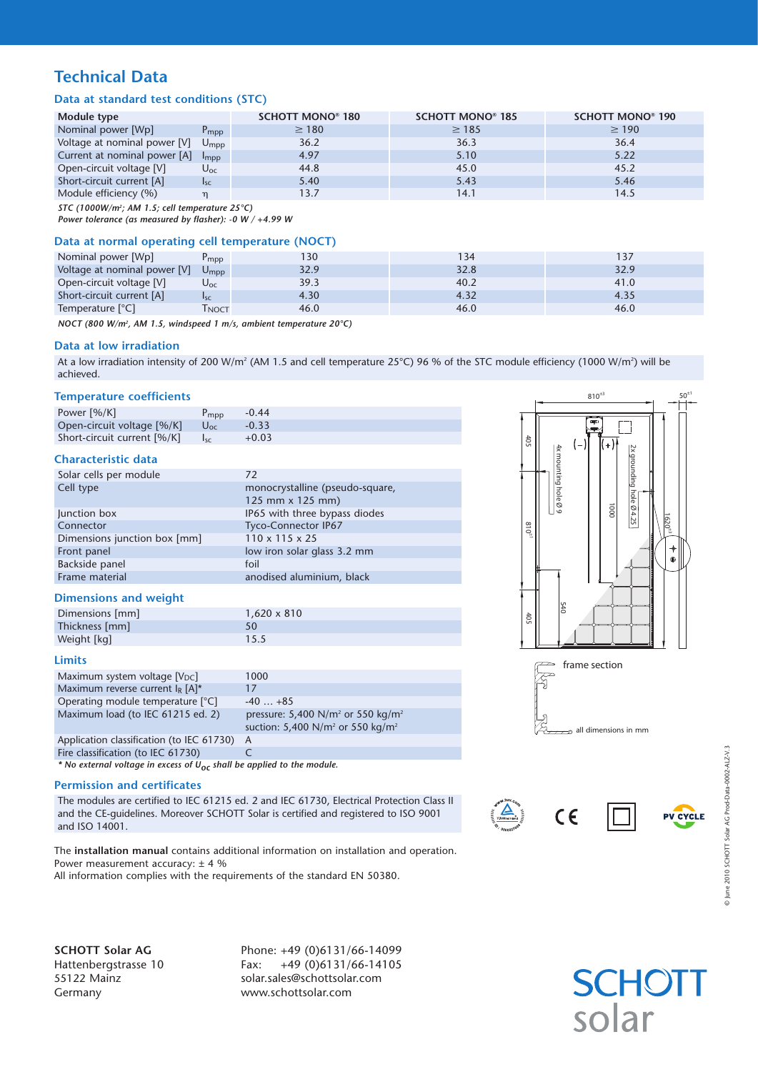# Technical Data

## Data at standard test conditions (STC)

| Module type | | SCHOTT MONO® 180 | SCHOTT MONO® 185 | SCHOTT MONO® 190 |
|---|---|---|---|---|
| Nominal power [Wp] | $P_{mpp}$ | ≥ 180 | ≥ 185 | ≥ 190 |
| Voltage at nominal power [V] | $U_{mpp}$ | 36.2 | 36.3 | 36.4 |
| Current at nominal power [A] | $I_{mpp}$ | 4.97 | 5.10 | 5.22 |
| Open-circuit voltage [V] | $U_{oc}$ | 44.8 | 45.0 | 45.2 |
| Short-circuit current [A] | $I_{sc}$ | 5.40 | 5.43 | 5.46 |
| Module efficiency (%) | $\eta$ | 13.7 | 14.1 | 14.5 |

*STC (1000W/m²; AM 1.5; cell temperature 25°C)*
*Power tolerance (as measured by flasher): -0 W / +4.99 W*

## Data at normal operating cell temperature (NOCT)

| | | | | |
|---|---|---|---|---|
| Nominal power [Wp] | $P_{mpp}$ | 130 | 134 | 137 |
| Voltage at nominal power [V] | $U_{mpp}$ | 32.9 | 32.8 | 32.9 |
| Open-circuit voltage [V] | $U_{oc}$ | 39.3 | 40.2 | 41.0 |
| Short-circuit current [A] | $I_{sc}$ | 4.30 | 4.32 | 4.35 |
| Temperature [°C] | $T_{NOCT}$ | 46.0 | 46.0 | 46.0 |

*NOCT (800 W/m², AM 1.5, windspeed 1 m/s, ambient temperature 20°C)*

## Data at low irradiation

At a low irradiation intensity of 200 W/m² (AM 1.5 and cell temperature 25°C) 96 % of the STC module efficiency (1000 W/m²) will be achieved.

## Temperature coefficients

| | | |
|---|---|---|
| Power [%/K] | $P_{mpp}$ | -0.44 |
| Open-circuit voltage [%/K] | $U_{oc}$ | -0.33 |
| Short-circuit current [%/K] | $I_{sc}$ | +0.03 |

## Characteristic data

| | |
|---|---|
| Solar cells per module | 72 |
| Cell type | monocrystalline (pseudo-square, 125 mm x 125 mm) |
| Junction box | IP65 with three bypass diodes |
| Connector | Tyco-Connector IP67 |
| Dimensions junction box [mm] | 110 x 115 x 25 |
| Front panel | low iron solar glass 3.2 mm |
| Backside panel | foil |
| Frame material | anodised aluminium, black |

## Dimensions and weight

| | |
|---|---|
| Dimensions [mm] | 1,620 x 810 |
| Thickness [mm] | 50 |
| Weight [kg] | 15.5 |

## Limits

| | |
|---|---|
| Maximum system voltage [$V_{DC}$] | 1000 |
| Maximum reverse current $I_R$ [A]* | 17 |
| Operating module temperature [°C] | -40 … +85 |
| Maximum load (to IEC 61215 ed. 2) | pressure: 5,400 N/m² or 550 kg/m² suction: 5,400 N/m² or 550 kg/m² |
| Application classification (to IEC 61730) | A |
| Fire classification (to IEC 61730) | C |

*\* No external voltage in excess of $U_{oc}$ shall be applied to the module.*

810±3
50±1
405
810±1
405
1620±3
1000
540
(−)
(+)
4x mounting hole Ø 9
2x grounding hole Ø 4.25

frame section

all dimensions in mm

## Permission and certificates

The modules are certified to IEC 61215 ed. 2 and IEC 61730, Electrical Protection Class II and the CE-guidelines. Moreover SCHOTT Solar is certified and registered to ISO 9001 and ISO 14001.

The **installation manual** contains additional information on installation and operation.
Power measurement accuracy: ± 4 %
All information complies with the requirements of the standard EN 50380.

PV CYCLE

© June 2010 SCHOTT Solar AG Prod-Data-0002-ALZ-V.3

**SCHOTT Solar AG**
Hattenbergstrasse 10
55122 Mainz
Germany

Phone: +49 (0)6131/66-14099
Fax: +49 (0)6131/66-14105
solar.sales@schottsolar.com
www.schottsolar.com

SCHOTT solar